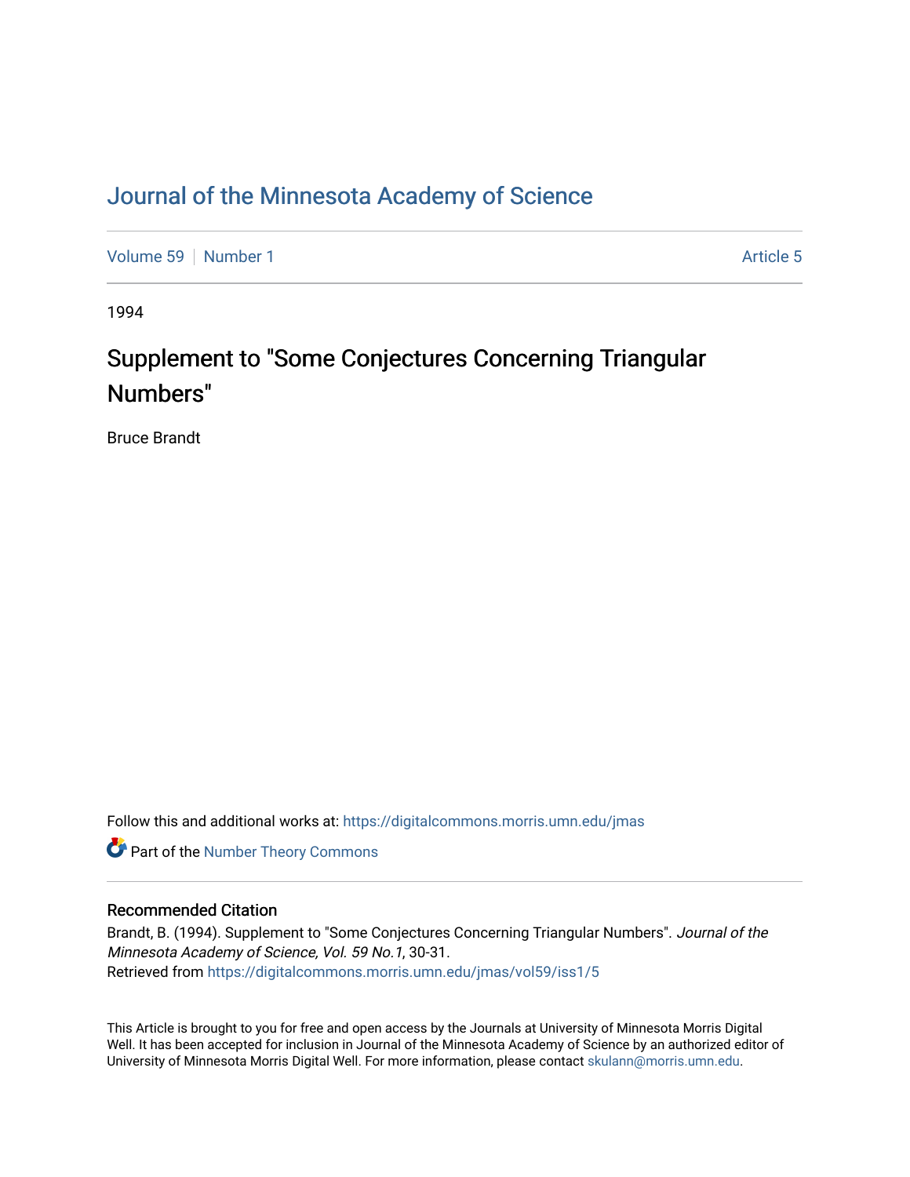# Journal of the Minnesota Academy of Science

Volume 59 | Number 1 | Article 5

1994

## Supplement to "Some Conjectures Concerning Triangular Numbers"

Bruce Brandt

Follow this and additional works at: https://digitalcommons.morris.umn.edu/jmas

Part of the Number Theory Commons

### Recommended Citation

Brandt, B. (1994). Supplement to "Some Conjectures Concerning Triangular Numbers". *Journal of the Minnesota Academy of Science, Vol. 59 No.1*, 30-31.
Retrieved from https://digitalcommons.morris.umn.edu/jmas/vol59/iss1/5

This Article is brought to you for free and open access by the Journals at University of Minnesota Morris Digital Well. It has been accepted for inclusion in Journal of the Minnesota Academy of Science by an authorized editor of University of Minnesota Morris Digital Well. For more information, please contact skulann@morris.umn.edu.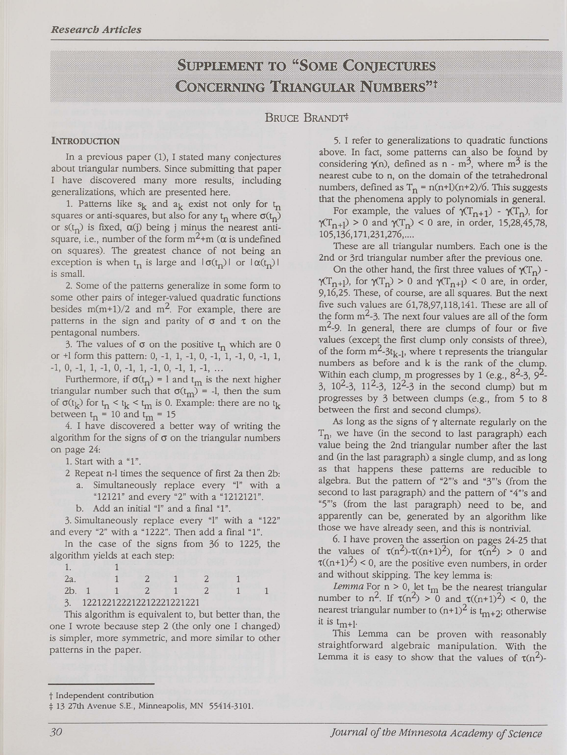# Supplement to "Some Conjectures Concerning Triangular Numbers"†

Bruce Brandt‡

## Introduction

In a previous paper (1), I stated many conjectures about triangular numbers. Since submitting that paper I have discovered many more results, including generalizations, which are presented here.

1. Patterns like $s_k$ and $a_k$ exist not only for $t_n$ squares or anti-squares, but also for any $t_n$ where $\sigma(t_n)$ or $s(t_n)$ is fixed, $\alpha(j)$ being j minus the nearest anti-square, i.e., number of the form $m^2+m$ ($\alpha$ is undefined on squares). The greatest chance of not being an exception is when $t_n$ is large and $|\sigma(t_n)|$ or $|\alpha(t_n)|$ is small.

2. Some of the patterns generalize in some form to some other pairs of integer-valued quadratic functions besides $m(m+1)/2$ and $m^2$. For example, there are patterns in the sign and parity of $\sigma$ and $\tau$ on the pentagonal numbers.

3. The values of $\sigma$ on the positive $t_n$ which are 0 or +1 form this pattern: 0, -1, 1, -1, 0, -1, 1, -1, 0, -1, 1, -1, 0, -1, 1, -1, 0, -1, 1, -1, 0, -1, 1, -1, ...

Furthermore, if $\sigma(t_n) = 1$ and $t_m$ is the next higher triangular number such that $\sigma(t_m) = -1$, then the sum of $\sigma(t_k)$ for $t_n < t_k < t_m$ is 0. Example: there are no $t_k$ between $t_n = 10$ and $t_m = 15$

4. I have discovered a better way of writing the algorithm for the signs of $\sigma$ on the triangular numbers on page 24:

1. Start with a "1".
2. Repeat n-1 times the sequence of first 2a then 2b:
   a. Simultaneously replace every "1" with a "12121" and every "2" with a "1212121".
   b. Add an initial "1" and a final "1".
3. Simultaneously replace every "1" with a "122" and every "2" with a "1222". Then add a final "1".

In the case of the signs from 36 to 1225, the algorithm yields at each step:

```
1.          1
2a.      1  2  1  2  1
2b.  1   1  2  1  2  1  1
3.   1221221222122212221221221
```

This algorithm is equivalent to, but better than, the one I wrote because step 2 (the only one I changed) is simpler, more symmetric, and more similar to other patterns in the paper.

5. I refer to generalizations to quadratic functions above. In fact, some patterns can also be found by considering $\gamma(n)$, defined as $n - m^3$, where $m^3$ is the nearest cube to n, on the domain of the tetrahedronal numbers, defined as $T_n = n(n+1)(n+2)/6$. This suggests that the phenomena apply to polynomials in general.

For example, the values of $\gamma(T_{n+1}) - \gamma(T_n)$, for $\gamma(T_{n+1}) > 0$ and $\gamma(T_n) < 0$ are, in order, 15,28,45,78, 105,136,171,231,276,....

These are all triangular numbers. Each one is the 2nd or 3rd triangular number after the previous one.

On the other hand, the first three values of $\gamma(T_n) - \gamma(T_{n+1})$, for $\gamma(T_n) > 0$ and $\gamma(T_{n+1}) < 0$ are, in order, 9,16,25. These, of course, are all squares. But the next five such values are 61,78,97,118,141. These are all of the form $m^2$-3. The next four values are all of the form $m^2$-9. In general, there are clumps of four or five values (except the first clump only consists of three), of the form $m^2-3t_{k-1}$, where t represents the triangular numbers as before and k is the rank of the clump. Within each clump, m progresses by 1 (e.g., $8^2$-3, $9^2$-3, $10^2$-3, $11^2$-3, $12^2$-3 in the second clump) but m progresses by 3 between clumps (e.g., from 5 to 8 between the first and second clumps).

As long as the signs of $\gamma$ alternate regularly on the $T_n$, we have (in the second to last paragraph) each value being the 2nd triangular number after the last and (in the last paragraph) a single clump, and as long as that happens these patterns are reducible to algebra. But the pattern of "2"'s and "3"'s (from the second to last paragraph) and the pattern of "4"'s and "5"'s (from the last paragraph) need to be, and apparently can be, generated by an algorithm like those we have already seen, and this is nontrivial.

6. I have proven the assertion on pages 24-25 that the values of $\tau(n^2)-\tau((n+1)^2)$, for $\tau(n^2) > 0$ and $\tau((n+1)^2) < 0$, are the positive even numbers, in order and without skipping. The key lemma is:

*Lemma* For n > 0, let $t_m$ be the nearest triangular number to $n^2$. If $\tau(n^2) > 0$ and $\tau((n+1)^2) < 0$, the nearest triangular number to $(n+1)^2$ is $t_{m+2}$; otherwise it is $t_{m+1}$.

This Lemma can be proven with reasonably straightforward algebraic manipulation. With the Lemma it is easy to show that the values of $\tau(n^2)$-

---

† Independent contribution

‡ 13 27th Avenue S.E., Minneapolis, MN 55414-3101.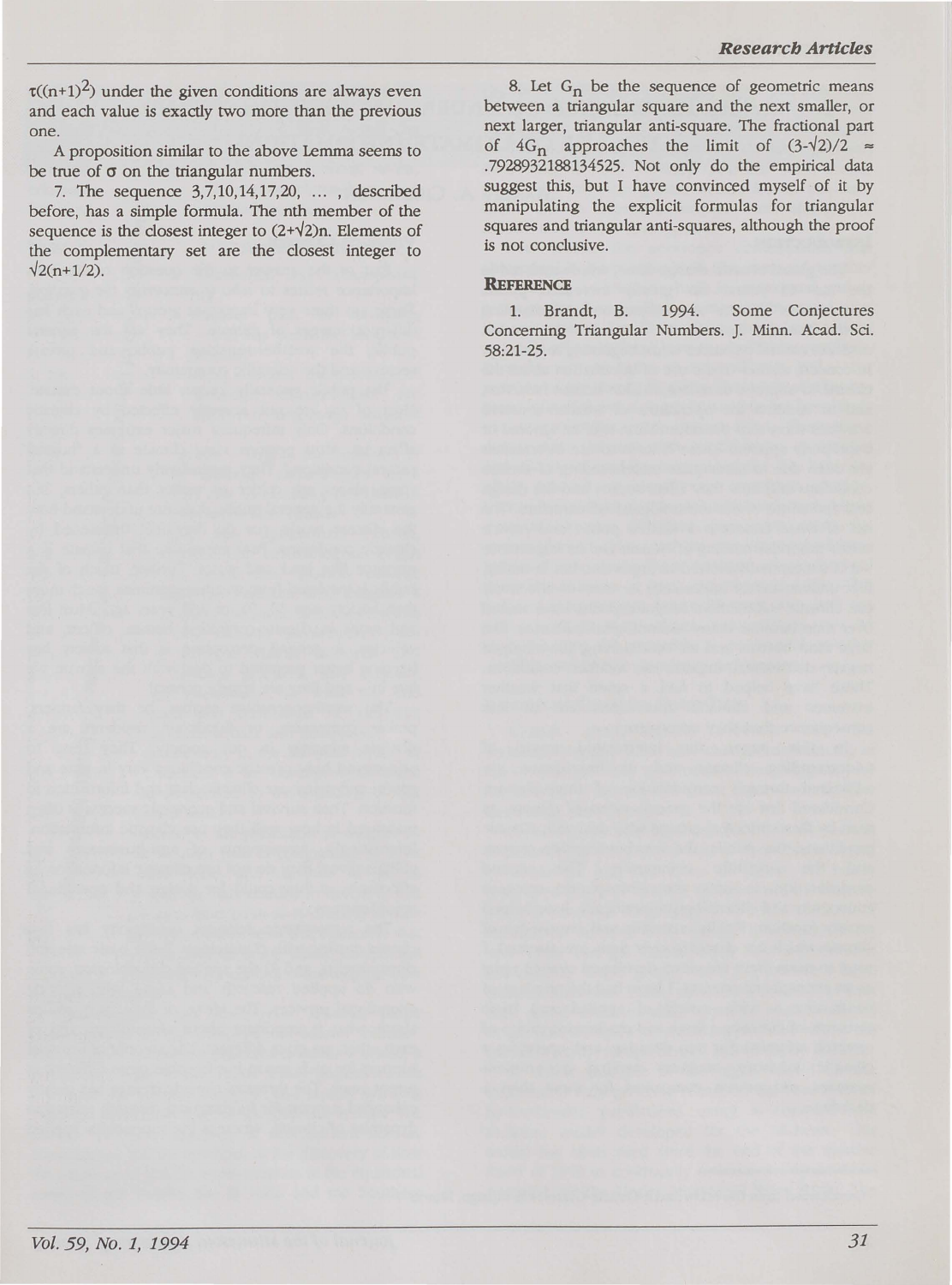$\tau((n+1)^2)$ under the given conditions are always even and each value is exactly two more than the previous one.

A proposition similar to the above Lemma seems to be true of $\sigma$ on the triangular numbers.

7. The sequence 3,7,10,14,17,20, ... , described before, has a simple formula. The nth member of the sequence is the closest integer to $(2+\sqrt{2})n$. Elements of the complementary set are the closest integer to $\sqrt{2}(n+1/2)$.

8. Let $G_n$ be the sequence of geometric means between a triangular square and the next smaller, or next larger, triangular anti-square. The fractional part of $4G_n$ approaches the limit of $(3-\sqrt{2})/2 \approx .7928932188134525$. Not only do the empirical data suggest this, but I have convinced myself of it by manipulating the explicit formulas for triangular squares and triangular anti-squares, although the proof is not conclusive.

## Reference

1. Brandt, B. 1994. Some Conjectures Concerning Triangular Numbers. J. Minn. Acad. Sci. 58:21-25.